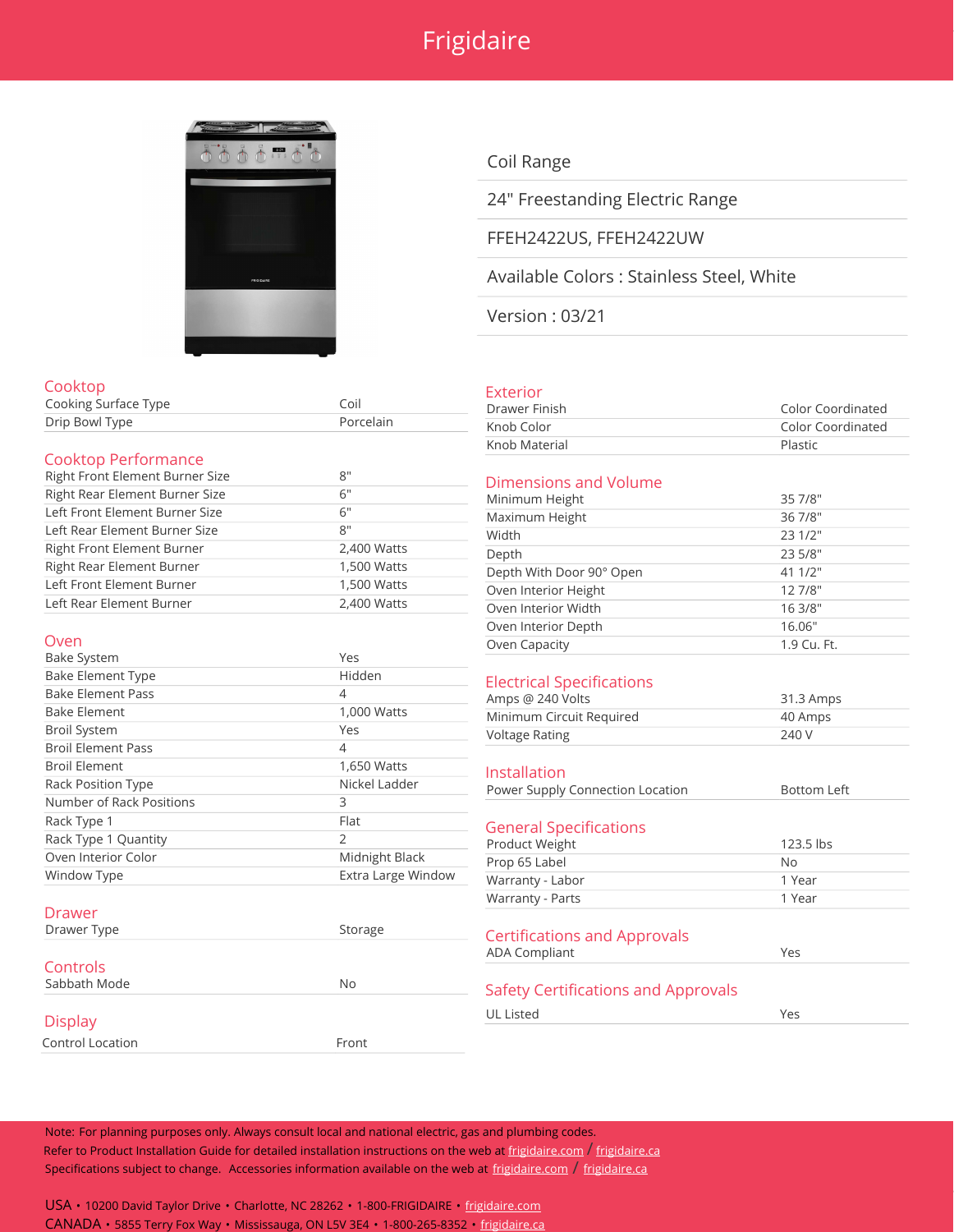# Frigidaire

Coil Range

24" Freestanding Electric Range

FFEH2422US, FFEH2422UW

Available Colors : Stainless Steel, White

Version : 03/21

## Cooktop

| | |
|---|---|
| Cooking Surface Type | Coil |
| Drip Bowl Type | Porcelain |

## Cooktop Performance

| | |
|---|---|
| Right Front Element Burner Size | 8" |
| Right Rear Element Burner Size | 6" |
| Left Front Element Burner Size | 6" |
| Left Rear Element Burner Size | 8" |
| Right Front Element Burner | 2,400 Watts |
| Right Rear Element Burner | 1,500 Watts |
| Left Front Element Burner | 1,500 Watts |
| Left Rear Element Burner | 2,400 Watts |

## Oven

| | |
|---|---|
| Bake System | Yes |
| Bake Element Type | Hidden |
| Bake Element Pass | 4 |
| Bake Element | 1,000 Watts |
| Broil System | Yes |
| Broil Element Pass | 4 |
| Broil Element | 1,650 Watts |
| Rack Position Type | Nickel Ladder |
| Number of Rack Positions | 3 |
| Rack Type 1 | Flat |
| Rack Type 1 Quantity | 2 |
| Oven Interior Color | Midnight Black |
| Window Type | Extra Large Window |

## Drawer

| | |
|---|---|
| Drawer Type | Storage |

## Controls

| | |
|---|---|
| Sabbath Mode | No |

## Display

| | |
|---|---|
| Control Location | Front |

## Exterior

| | |
|---|---|
| Drawer Finish | Color Coordinated |
| Knob Color | Color Coordinated |
| Knob Material | Plastic |

## Dimensions and Volume

| | |
|---|---|
| Minimum Height | 35 7/8" |
| Maximum Height | 36 7/8" |
| Width | 23 1/2" |
| Depth | 23 5/8" |
| Depth With Door 90° Open | 41 1/2" |
| Oven Interior Height | 12 7/8" |
| Oven Interior Width | 16 3/8" |
| Oven Interior Depth | 16.06" |
| Oven Capacity | 1.9 Cu. Ft. |

## Electrical Specifications

| | |
|---|---|
| Amps @ 240 Volts | 31.3 Amps |
| Minimum Circuit Required | 40 Amps |
| Voltage Rating | 240 V |

## Installation

| | |
|---|---|
| Power Supply Connection Location | Bottom Left |

## General Specifications

| | |
|---|---|
| Product Weight | 123.5 lbs |
| Prop 65 Label | No |
| Warranty - Labor | 1 Year |
| Warranty - Parts | 1 Year |

## Certifications and Approvals

| | |
|---|---|
| ADA Compliant | Yes |

## Safety Certifications and Approvals

| | |
|---|---|
| UL Listed | Yes |

Note: For planning purposes only. Always consult local and national electric, gas and plumbing codes.
Refer to Product Installation Guide for detailed installation instructions on the web at frigidaire.com / frigidaire.ca
Specifications subject to change. Accessories information available on the web at frigidaire.com / frigidaire.ca

USA • 10200 David Taylor Drive • Charlotte, NC 28262 • 1-800-FRIGIDAIRE • frigidaire.com
CANADA • 5855 Terry Fox Way • Mississauga, ON L5V 3E4 • 1-800-265-8352 • frigidaire.ca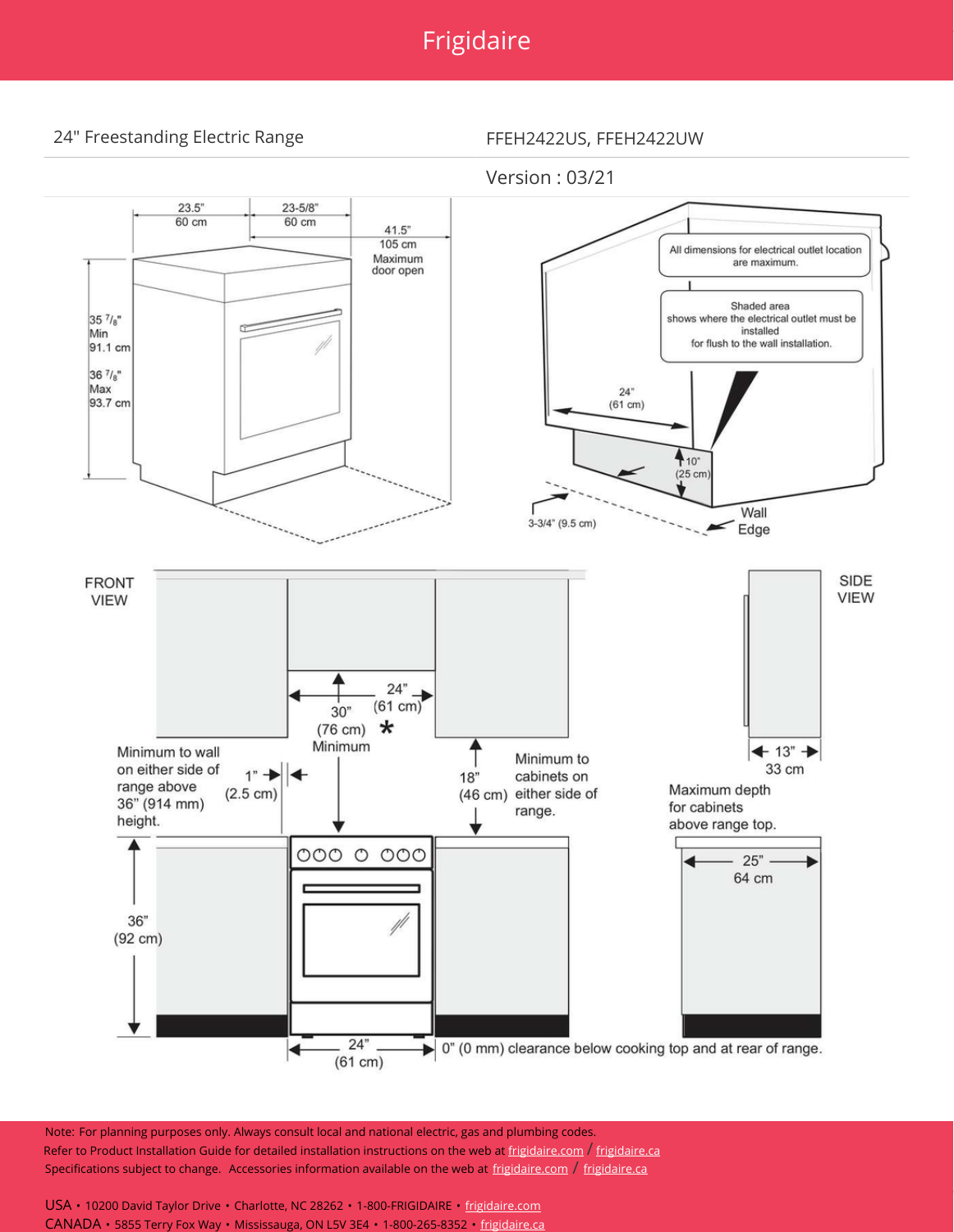Frigidaire

24" Freestanding Electric Range

FFEH2422US, FFEH2422UW

Version : 03/21

23.5"
60 cm

23-5/8"
60 cm

41.5"
105 cm
Maximum door open

35 7/8"
Min
91.1 cm

36 7/8"
Max
93.7 cm

All dimensions for electrical outlet location are maximum.

Shaded area shows where the electrical outlet must be installed for flush to the wall installation.

24"
(61 cm)

10"
(25 cm)

3-3/4" (9.5 cm)

Wall
Edge

FRONT VIEW

24"
(61 cm)

30"
(76 cm) *
Minimum

Minimum to wall on either side of range above 36" (914 mm) height.

1"
(2.5 cm)

18"
(46 cm)

Minimum to cabinets on either side of range.

36"
(92 cm)

24"
(61 cm)

0" (0 mm) clearance below cooking top and at rear of range.

SIDE VIEW

13"
33 cm

Maximum depth for cabinets above range top.

25"
64 cm

Note: For planning purposes only. Always consult local and national electric, gas and plumbing codes.
Refer to Product Installation Guide for detailed installation instructions on the web at frigidaire.com / frigidaire.ca
Specifications subject to change. Accessories information available on the web at frigidaire.com / frigidaire.ca

USA • 10200 David Taylor Drive • Charlotte, NC 28262 • 1-800-FRIGIDAIRE • frigidaire.com
CANADA • 5855 Terry Fox Way • Mississauga, ON L5V 3E4 • 1-800-265-8352 • frigidaire.ca